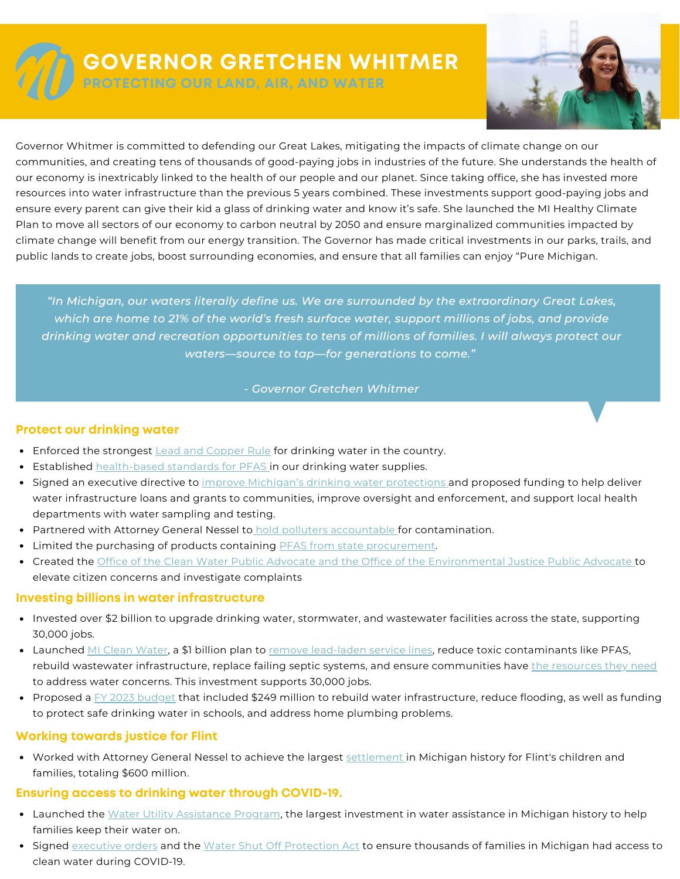# GOVERNOR GRETCHEN WHITMER

## PROTECTING OUR LAND, AIR, AND WATER

Governor Whitmer is committed to defending our Great Lakes, mitigating the impacts of climate change on our communities, and creating tens of thousands of good-paying jobs in industries of the future. She understands the health of our economy is inextricably linked to the health of our people and our planet. Since taking office, she has invested more resources into water infrastructure than the previous 5 years combined. These investments support good-paying jobs and ensure every parent can give their kid a glass of drinking water and know it's safe. She launched the MI Healthy Climate Plan to move all sectors of our economy to carbon neutral by 2050 and ensure marginalized communities impacted by climate change will benefit from our energy transition. The Governor has made critical investments in our parks, trails, and public lands to create jobs, boost surrounding economies, and ensure that all families can enjoy "Pure Michigan.

> *"In Michigan, our waters literally define us. We are surrounded by the extraordinary Great Lakes, which are home to 21% of the world's fresh surface water, support millions of jobs, and provide drinking water and recreation opportunities to tens of millions of families. I will always protect our waters—source to tap—for generations to come."*
>
> *- Governor Gretchen Whitmer*

### Protect our drinking water

- Enforced the strongest Lead and Copper Rule for drinking water in the country.
- Established health-based standards for PFAS in our drinking water supplies.
- Signed an executive directive to improve Michigan's drinking water protections and proposed funding to help deliver water infrastructure loans and grants to communities, improve oversight and enforcement, and support local health departments with water sampling and testing.
- Partnered with Attorney General Nessel to hold polluters accountable for contamination.
- Limited the purchasing of products containing PFAS from state procurement.
- Created the Office of the Clean Water Public Advocate and the Office of the Environmental Justice Public Advocate to elevate citizen concerns and investigate complaints

### Investing billions in water infrastructure

- Invested over $2 billion to upgrade drinking water, stormwater, and wastewater facilities across the state, supporting 30,000 jobs.
- Launched MI Clean Water, a $1 billion plan to remove lead-laden service lines, reduce toxic contaminants like PFAS, rebuild wastewater infrastructure, replace failing septic systems, and ensure communities have the resources they need to address water concerns. This investment supports 30,000 jobs.
- Proposed a FY 2023 budget that included $249 million to rebuild water infrastructure, reduce flooding, as well as funding to protect safe drinking water in schools, and address home plumbing problems.

### Working towards justice for Flint

- Worked with Attorney General Nessel to achieve the largest settlement in Michigan history for Flint's children and families, totaling $600 million.

### Ensuring access to drinking water through COVID-19.

- Launched the Water Utility Assistance Program, the largest investment in water assistance in Michigan history to help families keep their water on.
- Signed executive orders and the Water Shut Off Protection Act to ensure thousands of families in Michigan had access to clean water during COVID-19.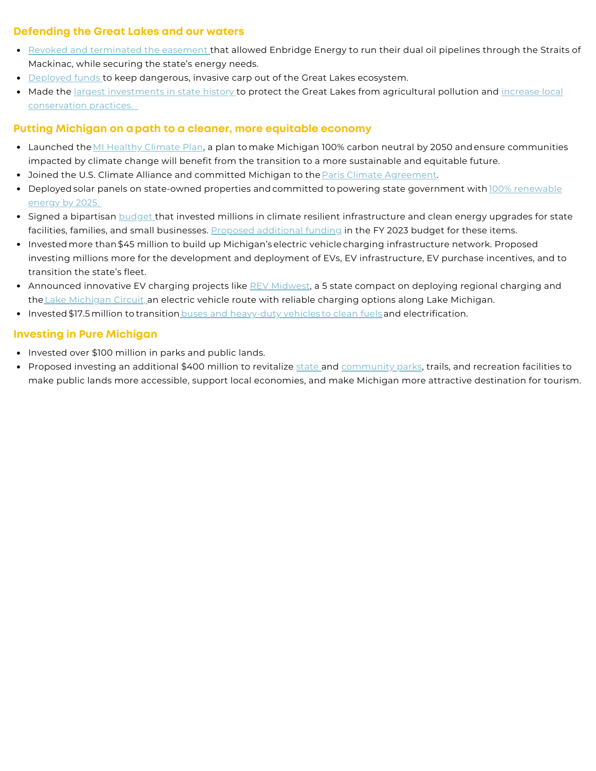## Defending the Great Lakes and our waters

- Revoked and terminated the easement that allowed Enbridge Energy to run their dual oil pipelines through the Straits of Mackinac, while securing the state's energy needs.
- Deployed funds to keep dangerous, invasive carp out of the Great Lakes ecosystem.
- Made the largest investments in state history to protect the Great Lakes from agricultural pollution and increase local conservation practices.

## Putting Michigan on a path to a cleaner, more equitable economy

- Launched the MI Healthy Climate Plan, a plan to make Michigan 100% carbon neutral by 2050 and ensure communities impacted by climate change will benefit from the transition to a more sustainable and equitable future.
- Joined the U.S. Climate Alliance and committed Michigan to the Paris Climate Agreement.
- Deployed solar panels on state-owned properties and committed to powering state government with 100% renewable energy by 2025.
- Signed a bipartisan budget that invested millions in climate resilient infrastructure and clean energy upgrades for state facilities, families, and small businesses. Proposed additional funding in the FY 2023 budget for these items.
- Invested more than $45 million to build up Michigan's electric vehicle charging infrastructure network. Proposed investing millions more for the development and deployment of EVs, EV infrastructure, EV purchase incentives, and to transition the state's fleet.
- Announced innovative EV charging projects like REV Midwest, a 5 state compact on deploying regional charging and the Lake Michigan Circuit, an electric vehicle route with reliable charging options along Lake Michigan.
- Invested $17.5 million to transition buses and heavy-duty vehicles to clean fuels and electrification.

## Investing in Pure Michigan

- Invested over $100 million in parks and public lands.
- Proposed investing an additional $400 million to revitalize state and community parks, trails, and recreation facilities to make public lands more accessible, support local economies, and make Michigan more attractive destination for tourism.